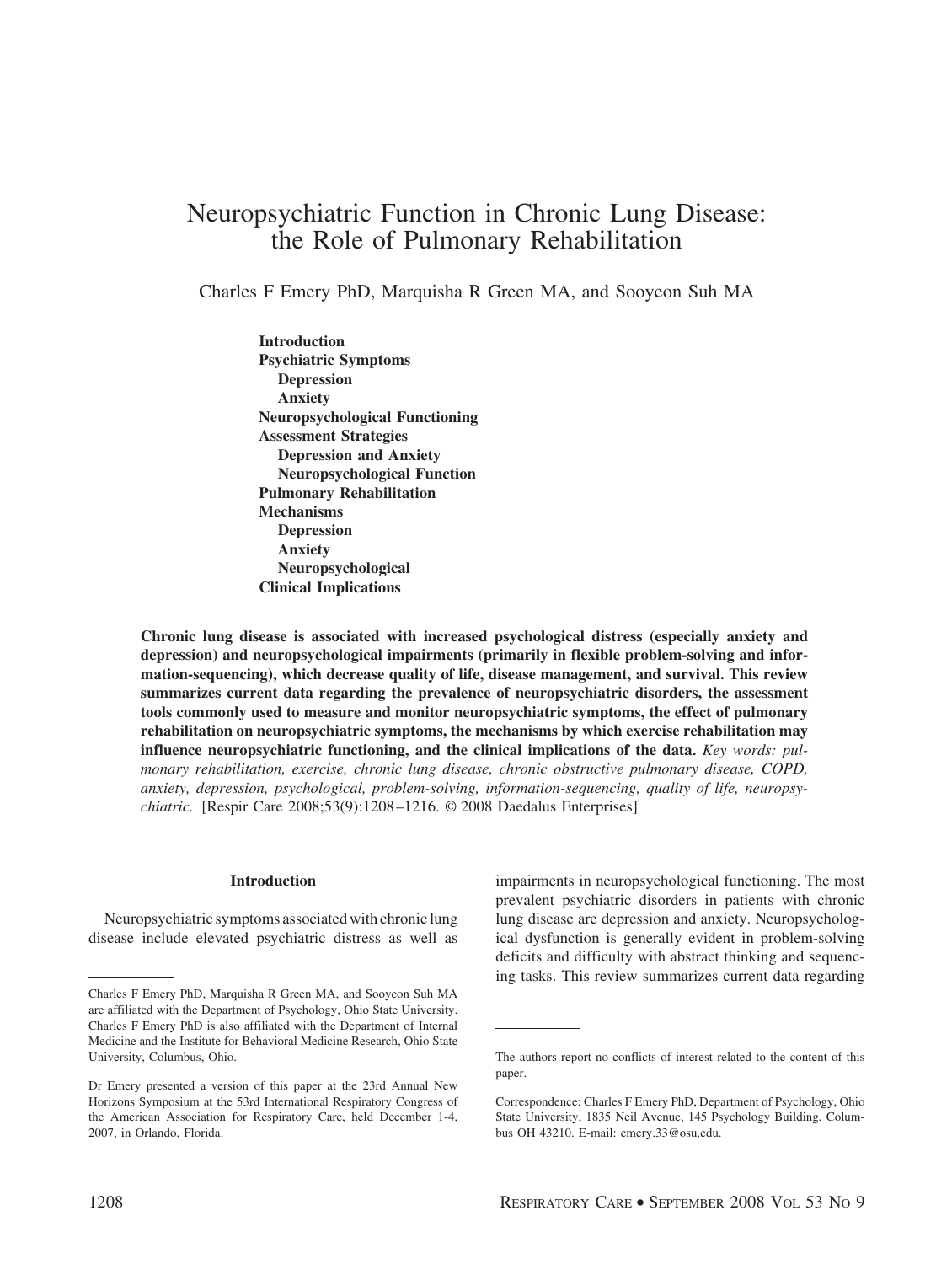# Neuropsychiatric Function in Chronic Lung Disease: the Role of Pulmonary Rehabilitation

Charles F Emery PhD, Marquisha R Green MA, and Sooyeon Suh MA

**Introduction**
**Psychiatric Symptoms**
  **Depression**
  **Anxiety**
**Neuropsychological Functioning**
**Assessment Strategies**
  **Depression and Anxiety**
  **Neuropsychological Function**
**Pulmonary Rehabilitation**
**Mechanisms**
  **Depression**
  **Anxiety**
  **Neuropsychological**
**Clinical Implications**

**Chronic lung disease is associated with increased psychological distress (especially anxiety and depression) and neuropsychological impairments (primarily in flexible problem-solving and information-sequencing), which decrease quality of life, disease management, and survival. This review summarizes current data regarding the prevalence of neuropsychiatric disorders, the assessment tools commonly used to measure and monitor neuropsychiatric symptoms, the effect of pulmonary rehabilitation on neuropsychiatric symptoms, the mechanisms by which exercise rehabilitation may influence neuropsychiatric functioning, and the clinical implications of the data.** *Key words: pulmonary rehabilitation, exercise, chronic lung disease, chronic obstructive pulmonary disease, COPD, anxiety, depression, psychological, problem-solving, information-sequencing, quality of life, neuropsychiatric.* [Respir Care 2008;53(9):1208–1216. © 2008 Daedalus Enterprises]

## Introduction

Neuropsychiatric symptoms associated with chronic lung disease include elevated psychiatric distress as well as impairments in neuropsychological functioning. The most prevalent psychiatric disorders in patients with chronic lung disease are depression and anxiety. Neuropsychological dysfunction is generally evident in problem-solving deficits and difficulty with abstract thinking and sequencing tasks. This review summarizes current data regarding

---

Charles F Emery PhD, Marquisha R Green MA, and Sooyeon Suh MA are affiliated with the Department of Psychology, Ohio State University. Charles F Emery PhD is also affiliated with the Department of Internal Medicine and the Institute for Behavioral Medicine Research, Ohio State University, Columbus, Ohio.

Dr Emery presented a version of this paper at the 23rd Annual New Horizons Symposium at the 53rd International Respiratory Congress of the American Association for Respiratory Care, held December 1-4, 2007, in Orlando, Florida.

The authors report no conflicts of interest related to the content of this paper.

Correspondence: Charles F Emery PhD, Department of Psychology, Ohio State University, 1835 Neil Avenue, 145 Psychology Building, Columbus OH 43210. E-mail: emery.33@osu.edu.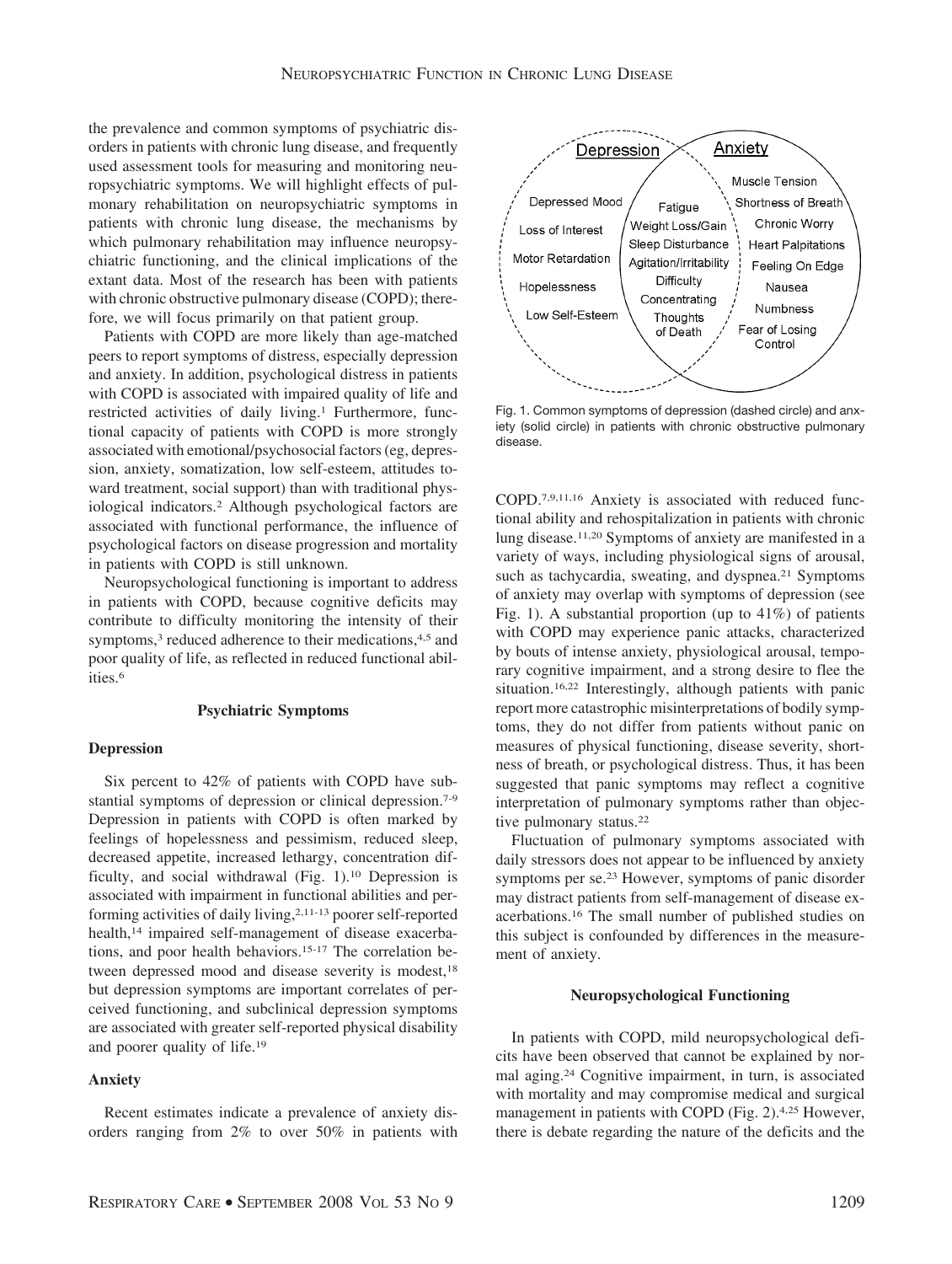the prevalence and common symptoms of psychiatric disorders in patients with chronic lung disease, and frequently used assessment tools for measuring and monitoring neuropsychiatric symptoms. We will highlight effects of pulmonary rehabilitation on neuropsychiatric symptoms in patients with chronic lung disease, the mechanisms by which pulmonary rehabilitation may influence neuropsychiatric functioning, and the clinical implications of the extant data. Most of the research has been with patients with chronic obstructive pulmonary disease (COPD); therefore, we will focus primarily on that patient group.

Patients with COPD are more likely than age-matched peers to report symptoms of distress, especially depression and anxiety. In addition, psychological distress in patients with COPD is associated with impaired quality of life and restricted activities of daily living.[1] Furthermore, functional capacity of patients with COPD is more strongly associated with emotional/psychosocial factors (eg, depression, anxiety, somatization, low self-esteem, attitudes toward treatment, social support) than with traditional physiological indicators.[2] Although psychological factors are associated with functional performance, the influence of psychological factors on disease progression and mortality in patients with COPD is still unknown.

Neuropsychological functioning is important to address in patients with COPD, because cognitive deficits may contribute to difficulty monitoring the intensity of their symptoms,[3] reduced adherence to their medications,[4,5] and poor quality of life, as reflected in reduced functional abilities.[6]

## Psychiatric Symptoms

### Depression

Six percent to 42% of patients with COPD have substantial symptoms of depression or clinical depression.[7-9] Depression in patients with COPD is often marked by feelings of hopelessness and pessimism, reduced sleep, decreased appetite, increased lethargy, concentration difficulty, and social withdrawal (Fig. 1).[10] Depression is associated with impairment in functional abilities and performing activities of daily living,[2,11-13] poorer self-reported health,[14] impaired self-management of disease exacerbations, and poor health behaviors.[15-17] The correlation between depressed mood and disease severity is modest,[18] but depression symptoms are important correlates of perceived functioning, and subclinical depression symptoms are associated with greater self-reported physical disability and poorer quality of life.[19]

### Anxiety

Recent estimates indicate a prevalence of anxiety disorders ranging from 2% to over 50% in patients with COPD.[7,9,11,16] Anxiety is associated with reduced functional ability and rehospitalization in patients with chronic lung disease.[11,20] Symptoms of anxiety are manifested in a variety of ways, including physiological signs of arousal, such as tachycardia, sweating, and dyspnea.[21] Symptoms of anxiety may overlap with symptoms of depression (see Fig. 1). A substantial proportion (up to 41%) of patients with COPD may experience panic attacks, characterized by bouts of intense anxiety, physiological arousal, temporary cognitive impairment, and a strong desire to flee the situation.[16,22] Interestingly, although patients with panic report more catastrophic misinterpretations of bodily symptoms, they do not differ from patients without panic on measures of physical functioning, disease severity, shortness of breath, or psychological distress. Thus, it has been suggested that panic symptoms may reflect a cognitive interpretation of pulmonary symptoms rather than objective pulmonary status.[22]

Fluctuation of pulmonary symptoms associated with daily stressors does not appear to be influenced by anxiety symptoms per se.[23] However, symptoms of panic disorder may distract patients from self-management of disease exacerbations.[16] The small number of published studies on this subject is confounded by differences in the measurement of anxiety.

| Depression | Depression and Anxiety | Anxiety |
|---|---|---|
| Depressed Mood | Fatigue | Muscle Tension |
| Loss of Interest | Weight Loss/Gain | Shortness of Breath |
| Motor Retardation | Sleep Disturbance | Chronic Worry |
| Hopelessness | Agitation/Irritability | Heart Palpitations |
| Low Self-Esteem | Difficulty Concentrating | Feeling On Edge |
| | Thoughts of Death | Nausea |
| | | Numbness |
| | | Fear of Losing Control |

Fig. 1. Common symptoms of depression (dashed circle) and anxiety (solid circle) in patients with chronic obstructive pulmonary disease.

## Neuropsychological Functioning

In patients with COPD, mild neuropsychological deficits have been observed that cannot be explained by normal aging.[24] Cognitive impairment, in turn, is associated with mortality and may compromise medical and surgical management in patients with COPD (Fig. 2).[4,25] However, there is debate regarding the nature of the deficits and the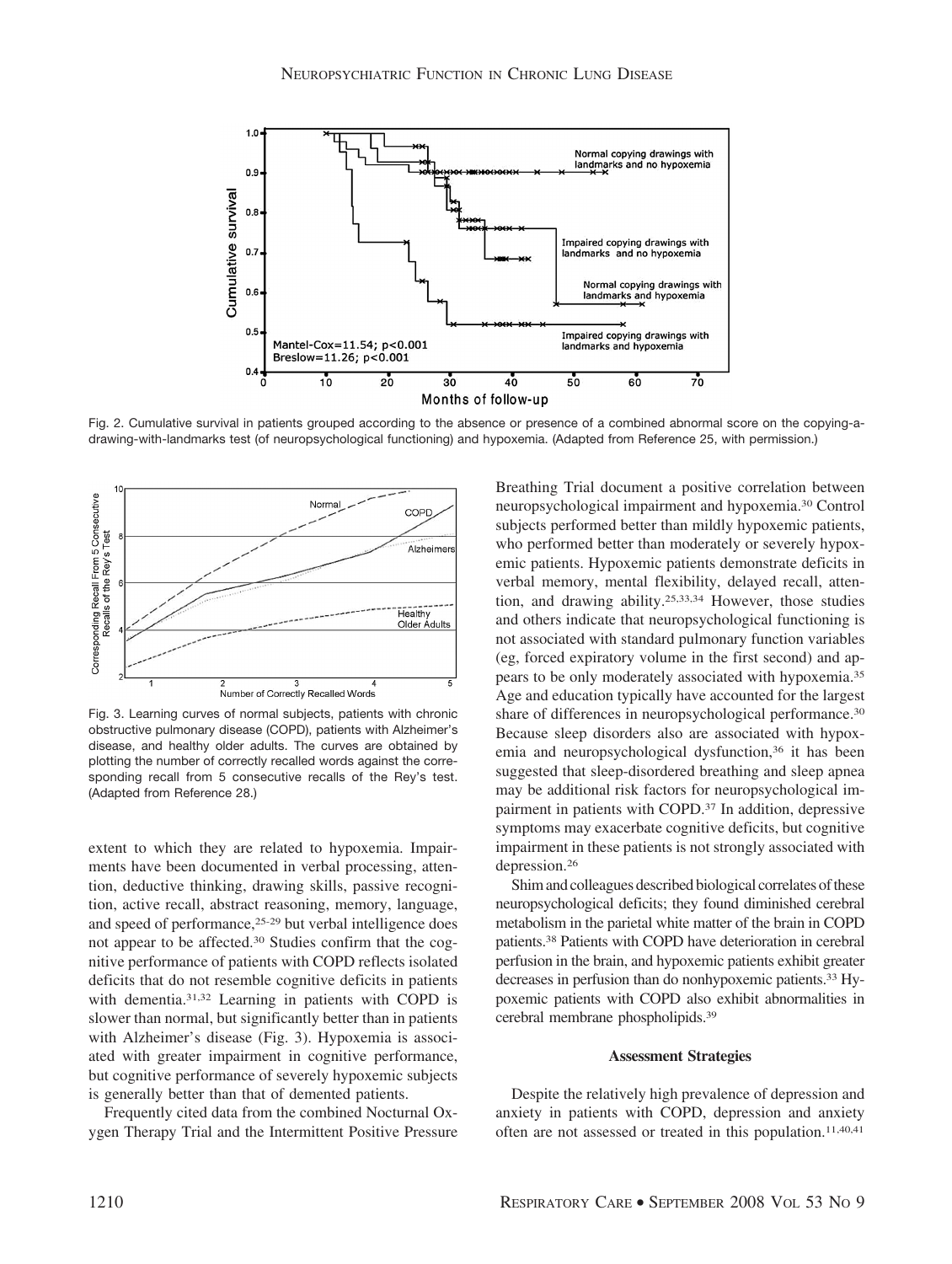Fig. 2. Cumulative survival in patients grouped according to the absence or presence of a combined abnormal score on the copying-a-drawing-with-landmarks test (of neuropsychological functioning) and hypoxemia. (Adapted from Reference 25, with permission.)

Fig. 3. Learning curves of normal subjects, patients with chronic obstructive pulmonary disease (COPD), patients with Alzheimer's disease, and healthy older adults. The curves are obtained by plotting the number of correctly recalled words against the corresponding recall from 5 consecutive recalls of the Rey's test. (Adapted from Reference 28.)

extent to which they are related to hypoxemia. Impairments have been documented in verbal processing, attention, deductive thinking, drawing skills, passive recognition, active recall, abstract reasoning, memory, language, and speed of performance,[25-29] but verbal intelligence does not appear to be affected.[30] Studies confirm that the cognitive performance of patients with COPD reflects isolated deficits that do not resemble cognitive deficits in patients with dementia.[31,32] Learning in patients with COPD is slower than normal, but significantly better than in patients with Alzheimer's disease (Fig. 3). Hypoxemia is associated with greater impairment in cognitive performance, but cognitive performance of severely hypoxemic subjects is generally better than that of demented patients.

Frequently cited data from the combined Nocturnal Oxygen Therapy Trial and the Intermittent Positive Pressure Breathing Trial document a positive correlation between neuropsychological impairment and hypoxemia.[30] Control subjects performed better than mildly hypoxemic patients, who performed better than moderately or severely hypoxemic patients. Hypoxemic patients demonstrate deficits in verbal memory, mental flexibility, delayed recall, attention, and drawing ability.[25,33,34] However, those studies and others indicate that neuropsychological functioning is not associated with standard pulmonary function variables (eg, forced expiratory volume in the first second) and appears to be only moderately associated with hypoxemia.[35] Age and education typically have accounted for the largest share of differences in neuropsychological performance.[30] Because sleep disorders also are associated with hypoxemia and neuropsychological dysfunction,[36] it has been suggested that sleep-disordered breathing and sleep apnea may be additional risk factors for neuropsychological impairment in patients with COPD.[37] In addition, depressive symptoms may exacerbate cognitive deficits, but cognitive impairment in these patients is not strongly associated with depression.[26]

Shim and colleagues described biological correlates of these neuropsychological deficits; they found diminished cerebral metabolism in the parietal white matter of the brain in COPD patients.[38] Patients with COPD have deterioration in cerebral perfusion in the brain, and hypoxemic patients exhibit greater decreases in perfusion than do nonhypoxemic patients.[33] Hypoxemic patients with COPD also exhibit abnormalities in cerebral membrane phospholipids.[39]

### Assessment Strategies

Despite the relatively high prevalence of depression and anxiety in patients with COPD, depression and anxiety often are not assessed or treated in this population.[11,40,41]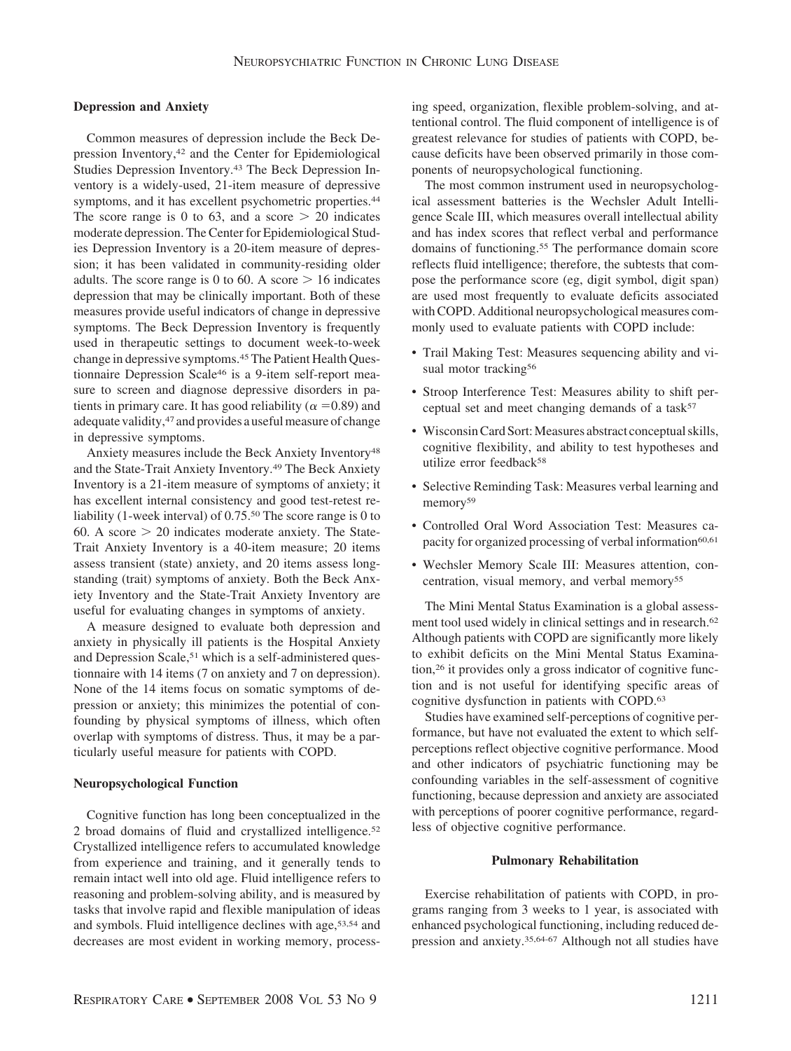### Depression and Anxiety

Common measures of depression include the Beck Depression Inventory,[42] and the Center for Epidemiological Studies Depression Inventory.[43] The Beck Depression Inventory is a widely-used, 21-item measure of depressive symptoms, and it has excellent psychometric properties.[44] The score range is 0 to 63, and a score > 20 indicates moderate depression. The Center for Epidemiological Studies Depression Inventory is a 20-item measure of depression; it has been validated in community-residing older adults. The score range is 0 to 60. A score > 16 indicates depression that may be clinically important. Both of these measures provide useful indicators of change in depressive symptoms. The Beck Depression Inventory is frequently used in therapeutic settings to document week-to-week change in depressive symptoms.[45] The Patient Health Questionnaire Depression Scale[46] is a 9-item self-report measure to screen and diagnose depressive disorders in patients in primary care. It has good reliability ($\alpha = 0.89$) and adequate validity,[47] and provides a useful measure of change in depressive symptoms.

Anxiety measures include the Beck Anxiety Inventory[48] and the State-Trait Anxiety Inventory.[49] The Beck Anxiety Inventory is a 21-item measure of symptoms of anxiety; it has excellent internal consistency and good test-retest reliability (1-week interval) of 0.75.[50] The score range is 0 to 60. A score > 20 indicates moderate anxiety. The State-Trait Anxiety Inventory is a 40-item measure; 20 items assess transient (state) anxiety, and 20 items assess longstanding (trait) symptoms of anxiety. Both the Beck Anxiety Inventory and the State-Trait Anxiety Inventory are useful for evaluating changes in symptoms of anxiety.

A measure designed to evaluate both depression and anxiety in physically ill patients is the Hospital Anxiety and Depression Scale,[51] which is a self-administered questionnaire with 14 items (7 on anxiety and 7 on depression). None of the 14 items focus on somatic symptoms of depression or anxiety; this minimizes the potential of confounding by physical symptoms of illness, which often overlap with symptoms of distress. Thus, it may be a particularly useful measure for patients with COPD.

### Neuropsychological Function

Cognitive function has long been conceptualized in the 2 broad domains of fluid and crystallized intelligence.[52] Crystallized intelligence refers to accumulated knowledge from experience and training, and it generally tends to remain intact well into old age. Fluid intelligence refers to reasoning and problem-solving ability, and is measured by tasks that involve rapid and flexible manipulation of ideas and symbols. Fluid intelligence declines with age,[53,54] and decreases are most evident in working memory, processing speed, organization, flexible problem-solving, and attentional control. The fluid component of intelligence is of greatest relevance for studies of patients with COPD, because deficits have been observed primarily in those components of neuropsychological functioning.

The most common instrument used in neuropsychological assessment batteries is the Wechsler Adult Intelligence Scale III, which measures overall intellectual ability and has index scores that reflect verbal and performance domains of functioning.[55] The performance domain score reflects fluid intelligence; therefore, the subtests that compose the performance score (eg, digit symbol, digit span) are used most frequently to evaluate deficits associated with COPD. Additional neuropsychological measures commonly used to evaluate patients with COPD include:

- Trail Making Test: Measures sequencing ability and visual motor tracking[56]
- Stroop Interference Test: Measures ability to shift perceptual set and meet changing demands of a task[57]
- Wisconsin Card Sort: Measures abstract conceptual skills, cognitive flexibility, and ability to test hypotheses and utilize error feedback[58]
- Selective Reminding Task: Measures verbal learning and memory[59]
- Controlled Oral Word Association Test: Measures capacity for organized processing of verbal information[60,61]
- Wechsler Memory Scale III: Measures attention, concentration, visual memory, and verbal memory[55]

The Mini Mental Status Examination is a global assessment tool used widely in clinical settings and in research.[62] Although patients with COPD are significantly more likely to exhibit deficits on the Mini Mental Status Examination,[26] it provides only a gross indicator of cognitive function and is not useful for identifying specific areas of cognitive dysfunction in patients with COPD.[63]

Studies have examined self-perceptions of cognitive performance, but have not evaluated the extent to which self-perceptions reflect objective cognitive performance. Mood and other indicators of psychiatric functioning may be confounding variables in the self-assessment of cognitive functioning, because depression and anxiety are associated with perceptions of poorer cognitive performance, regardless of objective cognitive performance.

## Pulmonary Rehabilitation

Exercise rehabilitation of patients with COPD, in programs ranging from 3 weeks to 1 year, is associated with enhanced psychological functioning, including reduced depression and anxiety.[35,64-67] Although not all studies have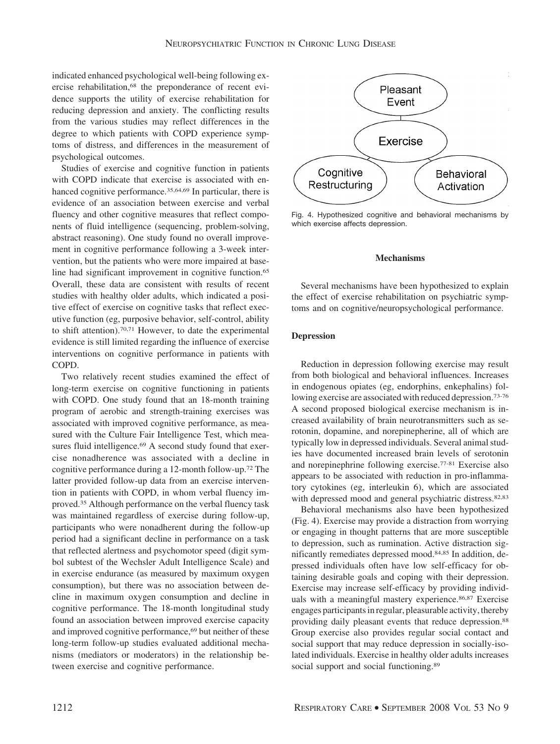indicated enhanced psychological well-being following exercise rehabilitation,[68] the preponderance of recent evidence supports the utility of exercise rehabilitation for reducing depression and anxiety. The conflicting results from the various studies may reflect differences in the degree to which patients with COPD experience symptoms of distress, and differences in the measurement of psychological outcomes.

Studies of exercise and cognitive function in patients with COPD indicate that exercise is associated with enhanced cognitive performance.[35,64,69] In particular, there is evidence of an association between exercise and verbal fluency and other cognitive measures that reflect components of fluid intelligence (sequencing, problem-solving, abstract reasoning). One study found no overall improvement in cognitive performance following a 3-week intervention, but the patients who were more impaired at baseline had significant improvement in cognitive function.[65] Overall, these data are consistent with results of recent studies with healthy older adults, which indicated a positive effect of exercise on cognitive tasks that reflect executive function (eg, purposive behavior, self-control, ability to shift attention).[70,71] However, to date the experimental evidence is still limited regarding the influence of exercise interventions on cognitive performance in patients with COPD.

Two relatively recent studies examined the effect of long-term exercise on cognitive functioning in patients with COPD. One study found that an 18-month training program of aerobic and strength-training exercises was associated with improved cognitive performance, as measured with the Culture Fair Intelligence Test, which measures fluid intelligence.[69] A second study found that exercise nonadherence was associated with a decline in cognitive performance during a 12-month follow-up.[72] The latter provided follow-up data from an exercise intervention in patients with COPD, in whom verbal fluency improved.[35] Although performance on the verbal fluency task was maintained regardless of exercise during follow-up, participants who were nonadherent during the follow-up period had a significant decline in performance on a task that reflected alertness and psychomotor speed (digit symbol subtest of the Wechsler Adult Intelligence Scale) and in exercise endurance (as measured by maximum oxygen consumption), but there was no association between decline in maximum oxygen consumption and decline in cognitive performance. The 18-month longitudinal study found an association between improved exercise capacity and improved cognitive performance,[69] but neither of these long-term follow-up studies evaluated additional mechanisms (mediators or moderators) in the relationship between exercise and cognitive performance.

Fig. 4. Hypothesized cognitive and behavioral mechanisms by which exercise affects depression.

### Mechanisms

Several mechanisms have been hypothesized to explain the effect of exercise rehabilitation on psychiatric symptoms and on cognitive/neuropsychological performance.

### Depression

Reduction in depression following exercise may result from both biological and behavioral influences. Increases in endogenous opiates (eg, endorphins, enkephalins) following exercise are associated with reduced depression.[73-76] A second proposed biological exercise mechanism is increased availability of brain neurotransmitters such as serotonin, dopamine, and norepinepherine, all of which are typically low in depressed individuals. Several animal studies have documented increased brain levels of serotonin and norepinephrine following exercise.[77-81] Exercise also appears to be associated with reduction in pro-inflammatory cytokines (eg, interleukin 6), which are associated with depressed mood and general psychiatric distress.[82,83]

Behavioral mechanisms also have been hypothesized (Fig. 4). Exercise may provide a distraction from worrying or engaging in thought patterns that are more susceptible to depression, such as rumination. Active distraction significantly remediates depressed mood.[84,85] In addition, depressed individuals often have low self-efficacy for obtaining desirable goals and coping with their depression. Exercise may increase self-efficacy by providing individuals with a meaningful mastery experience.[86,87] Exercise engages participants in regular, pleasurable activity, thereby providing daily pleasant events that reduce depression.[88] Group exercise also provides regular social contact and social support that may reduce depression in socially-isolated individuals. Exercise in healthy older adults increases social support and social functioning.[89]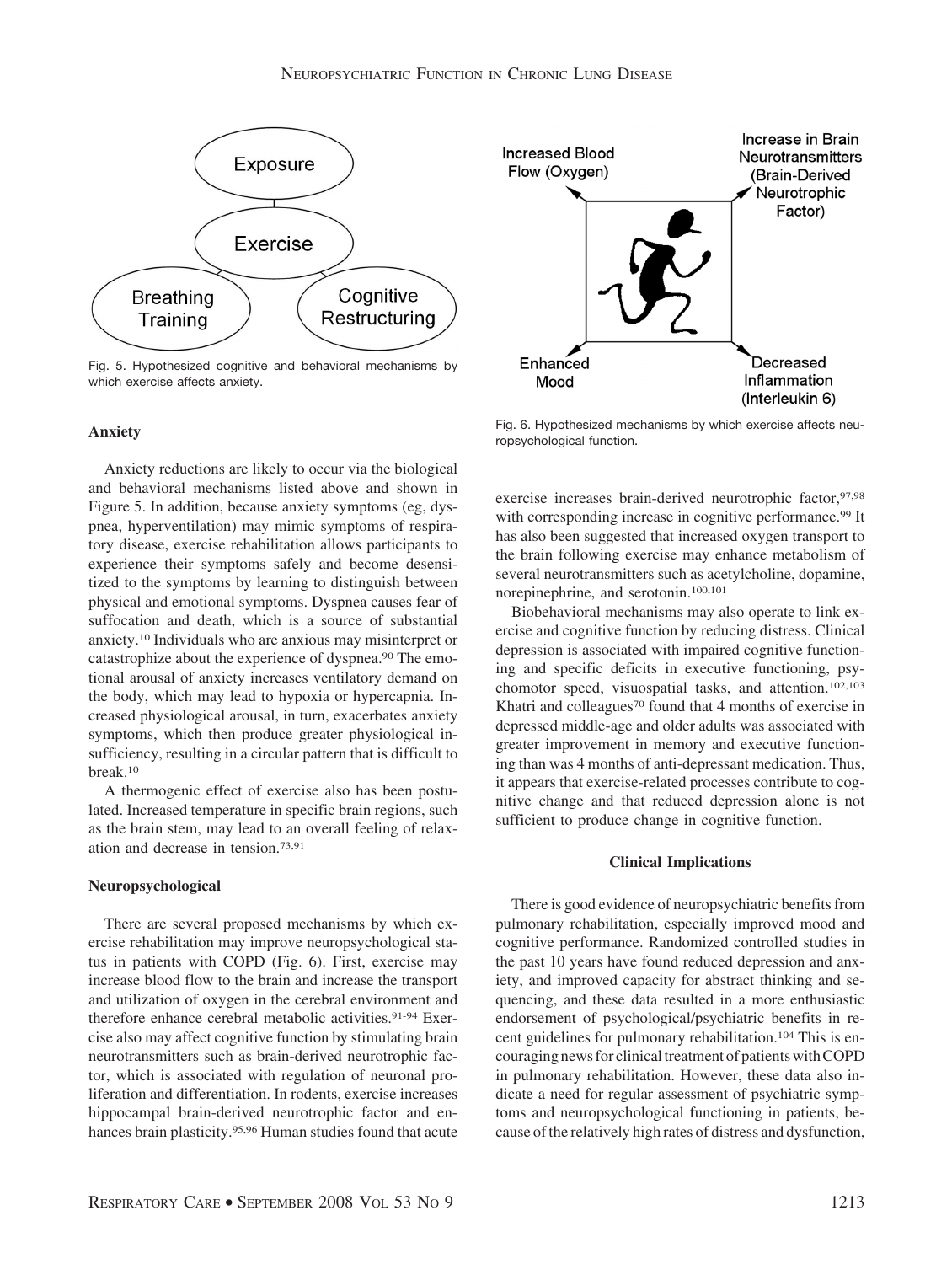Fig. 5. Hypothesized cognitive and behavioral mechanisms by which exercise affects anxiety.

### Anxiety

Anxiety reductions are likely to occur via the biological and behavioral mechanisms listed above and shown in Figure 5. In addition, because anxiety symptoms (eg, dyspnea, hyperventilation) may mimic symptoms of respiratory disease, exercise rehabilitation allows participants to experience their symptoms safely and become desensitized to the symptoms by learning to distinguish between physical and emotional symptoms. Dyspnea causes fear of suffocation and death, which is a source of substantial anxiety.[10] Individuals who are anxious may misinterpret or catastrophize about the experience of dyspnea.[90] The emotional arousal of anxiety increases ventilatory demand on the body, which may lead to hypoxia or hypercapnia. Increased physiological arousal, in turn, exacerbates anxiety symptoms, which then produce greater physiological insufficiency, resulting in a circular pattern that is difficult to break.[10]

A thermogenic effect of exercise also has been postulated. Increased temperature in specific brain regions, such as the brain stem, may lead to an overall feeling of relaxation and decrease in tension.[73,91]

### Neuropsychological

There are several proposed mechanisms by which exercise rehabilitation may improve neuropsychological status in patients with COPD (Fig. 6). First, exercise may increase blood flow to the brain and increase the transport and utilization of oxygen in the cerebral environment and therefore enhance cerebral metabolic activities.[91-94] Exercise also may affect cognitive function by stimulating brain neurotransmitters such as brain-derived neurotrophic factor, which is associated with regulation of neuronal proliferation and differentiation. In rodents, exercise increases hippocampal brain-derived neurotrophic factor and enhances brain plasticity.[95,96] Human studies found that acute exercise increases brain-derived neurotrophic factor,[97,98] with corresponding increase in cognitive performance.[99] It has also been suggested that increased oxygen transport to the brain following exercise may enhance metabolism of several neurotransmitters such as acetylcholine, dopamine, norepinephrine, and serotonin.[100,101]

Fig. 6. Hypothesized mechanisms by which exercise affects neuropsychological function.

Biobehavioral mechanisms may also operate to link exercise and cognitive function by reducing distress. Clinical depression is associated with impaired cognitive functioning and specific deficits in executive functioning, psychomotor speed, visuospatial tasks, and attention.[102,103] Khatri and colleagues[70] found that 4 months of exercise in depressed middle-age and older adults was associated with greater improvement in memory and executive functioning than was 4 months of anti-depressant medication. Thus, it appears that exercise-related processes contribute to cognitive change and that reduced depression alone is not sufficient to produce change in cognitive function.

## Clinical Implications

There is good evidence of neuropsychiatric benefits from pulmonary rehabilitation, especially improved mood and cognitive performance. Randomized controlled studies in the past 10 years have found reduced depression and anxiety, and improved capacity for abstract thinking and sequencing, and these data resulted in a more enthusiastic endorsement of psychological/psychiatric benefits in recent guidelines for pulmonary rehabilitation.[104] This is encouraging news for clinical treatment of patients with COPD in pulmonary rehabilitation. However, these data also indicate a need for regular assessment of psychiatric symptoms and neuropsychological functioning in patients, because of the relatively high rates of distress and dysfunction,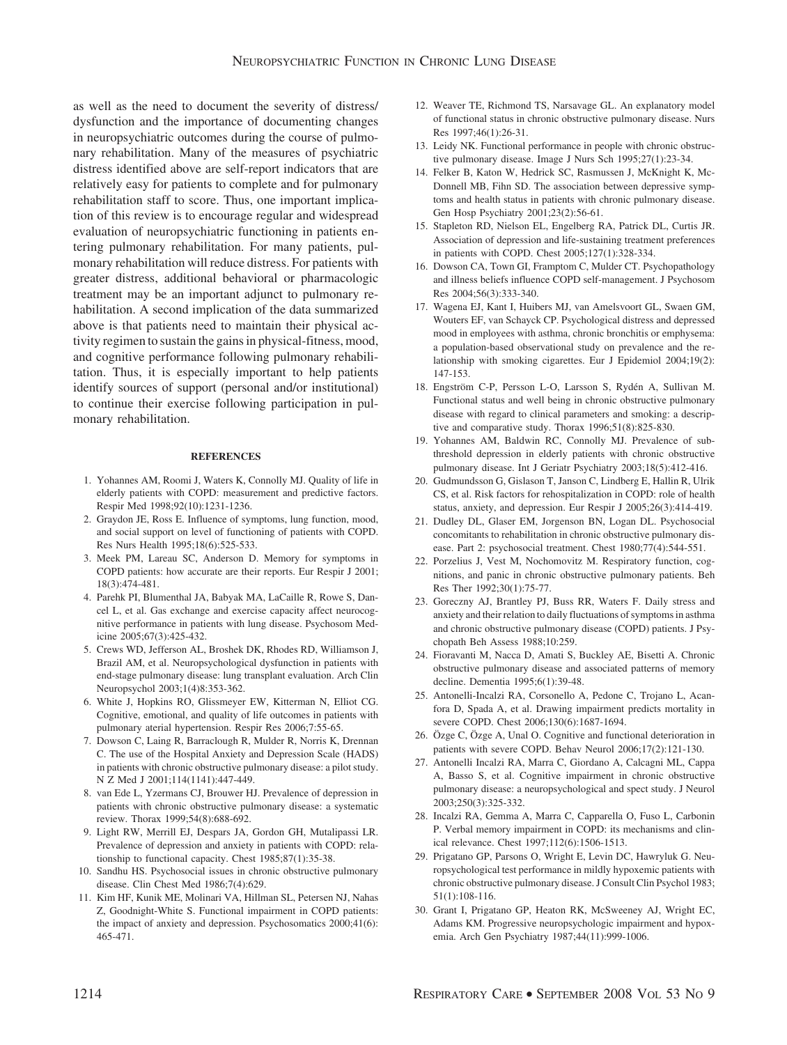as well as the need to document the severity of distress/dysfunction and the importance of documenting changes in neuropsychiatric outcomes during the course of pulmonary rehabilitation. Many of the measures of psychiatric distress identified above are self-report indicators that are relatively easy for patients to complete and for pulmonary rehabilitation staff to score. Thus, one important implication of this review is to encourage regular and widespread evaluation of neuropsychiatric functioning in patients entering pulmonary rehabilitation. For many patients, pulmonary rehabilitation will reduce distress. For patients with greater distress, additional behavioral or pharmacologic treatment may be an important adjunct to pulmonary rehabilitation. A second implication of the data summarized above is that patients need to maintain their physical activity regimen to sustain the gains in physical-fitness, mood, and cognitive performance following pulmonary rehabilitation. Thus, it is especially important to help patients identify sources of support (personal and/or institutional) to continue their exercise following participation in pulmonary rehabilitation.

## REFERENCES

1. Yohannes AM, Roomi J, Waters K, Connolly MJ. Quality of life in elderly patients with COPD: measurement and predictive factors. Respir Med 1998;92(10):1231-1236.
2. Graydon JE, Ross E. Influence of symptoms, lung function, mood, and social support on level of functioning of patients with COPD. Res Nurs Health 1995;18(6):525-533.
3. Meek PM, Lareau SC, Anderson D. Memory for symptoms in COPD patients: how accurate are their reports. Eur Respir J 2001; 18(3):474-481.
4. Parehk PI, Blumenthal JA, Babyak MA, LaCaille R, Rowe S, Dancel L, et al. Gas exchange and exercise capacity affect neurocognitive performance in patients with lung disease. Psychosom Medicine 2005;67(3):425-432.
5. Crews WD, Jefferson AL, Broshek DK, Rhodes RD, Williamson J, Brazil AM, et al. Neuropsychological dysfunction in patients with end-stage pulmonary disease: lung transplant evaluation. Arch Clin Neuropsychol 2003;1(4)8:353-362.
6. White J, Hopkins RO, Glissmeyer EW, Kitterman N, Elliot CG. Cognitive, emotional, and quality of life outcomes in patients with pulmonary aterial hypertension. Respir Res 2006;7:55-65.
7. Dowson C, Laing R, Barraclough R, Mulder R, Norris K, Drennan C. The use of the Hospital Anxiety and Depression Scale (HADS) in patients with chronic obstructive pulmonary disease: a pilot study. N Z Med J 2001;114(1141):447-449.
8. van Ede L, Yzermans CJ, Brouwer HJ. Prevalence of depression in patients with chronic obstructive pulmonary disease: a systematic review. Thorax 1999;54(8):688-692.
9. Light RW, Merrill EJ, Despars JA, Gordon GH, Mutalipassi LR. Prevalence of depression and anxiety in patients with COPD: relationship to functional capacity. Chest 1985;87(1):35-38.
10. Sandhu HS. Psychosocial issues in chronic obstructive pulmonary disease. Clin Chest Med 1986;7(4):629.
11. Kim HF, Kunik ME, Molinari VA, Hillman SL, Petersen NJ, Nahas Z, Goodnight-White S. Functional impairment in COPD patients: the impact of anxiety and depression. Psychosomatics 2000;41(6): 465-471.
12. Weaver TE, Richmond TS, Narsavage GL. An explanatory model of functional status in chronic obstructive pulmonary disease. Nurs Res 1997;46(1):26-31.
13. Leidy NK. Functional performance in people with chronic obstructive pulmonary disease. Image J Nurs Sch 1995;27(1):23-34.
14. Felker B, Katon W, Hedrick SC, Rasmussen J, McKnight K, McDonnell MB, Fihn SD. The association between depressive symptoms and health status in patients with chronic pulmonary disease. Gen Hosp Psychiatry 2001;23(2):56-61.
15. Stapleton RD, Nielson EL, Engelberg RA, Patrick DL, Curtis JR. Association of depression and life-sustaining treatment preferences in patients with COPD. Chest 2005;127(1):328-334.
16. Dowson CA, Town GI, Framptom C, Mulder CT. Psychopathology and illness beliefs influence COPD self-management. J Psychosom Res 2004;56(3):333-340.
17. Wagena EJ, Kant I, Huibers MJ, van Amelsvoort GL, Swaen GM, Wouters EF, van Schayck CP. Psychological distress and depressed mood in employees with asthma, chronic bronchitis or emphysema: a population-based observational study on prevalence and the relationship with smoking cigarettes. Eur J Epidemiol 2004;19(2): 147-153.
18. Engström C-P, Persson L-O, Larsson S, Rydén A, Sullivan M. Functional status and well being in chronic obstructive pulmonary disease with regard to clinical parameters and smoking: a descriptive and comparative study. Thorax 1996;51(8):825-830.
19. Yohannes AM, Baldwin RC, Connolly MJ. Prevalence of subthreshold depression in elderly patients with chronic obstructive pulmonary disease. Int J Geriatr Psychiatry 2003;18(5):412-416.
20. Gudmundsson G, Gislason T, Janson C, Lindberg E, Hallin R, Ulrik CS, et al. Risk factors for rehospitalization in COPD: role of health status, anxiety, and depression. Eur Respir J 2005;26(3):414-419.
21. Dudley DL, Glaser EM, Jorgenson BN, Logan DL. Psychosocial concomitants to rehabilitation in chronic obstructive pulmonary disease. Part 2: psychosocial treatment. Chest 1980;77(4):544-551.
22. Porzelius J, Vest M, Nochomovitz M. Respiratory function, cognitions, and panic in chronic obstructive pulmonary patients. Beh Res Ther 1992;30(1):75-77.
23. Goreczny AJ, Brantley PJ, Buss RR, Waters F. Daily stress and anxiety and their relation to daily fluctuations of symptoms in asthma and chronic obstructive pulmonary disease (COPD) patients. J Psychopath Beh Assess 1988;10:259.
24. Fioravanti M, Nacca D, Amati S, Buckley AE, Bisetti A. Chronic obstructive pulmonary disease and associated patterns of memory decline. Dementia 1995;6(1):39-48.
25. Antonelli-Incalzi RA, Corsonello A, Pedone C, Trojano L, Acanfora D, Spada A, et al. Drawing impairment predicts mortality in severe COPD. Chest 2006;130(6):1687-1694.
26. Özge C, Özge A, Unal O. Cognitive and functional deterioration in patients with severe COPD. Behav Neurol 2006;17(2):121-130.
27. Antonelli Incalzi RA, Marra C, Giordano A, Calcagni ML, Cappa A, Basso S, et al. Cognitive impairment in chronic obstructive pulmonary disease: a neuropsychological and spect study. J Neurol 2003;250(3):325-332.
28. Incalzi RA, Gemma A, Marra C, Capparella O, Fuso L, Carbonin P. Verbal memory impairment in COPD: its mechanisms and clinical relevance. Chest 1997;112(6):1506-1513.
29. Prigatano GP, Parsons O, Wright E, Levin DC, Hawryluk G. Neuropsychological test performance in mildly hypoxemic patients with chronic obstructive pulmonary disease. J Consult Clin Psychol 1983; 51(1):108-116.
30. Grant I, Prigatano GP, Heaton RK, McSweeney AJ, Wright EC, Adams KM. Progressive neuropsychologic impairment and hypoxemia. Arch Gen Psychiatry 1987;44(11):999-1006.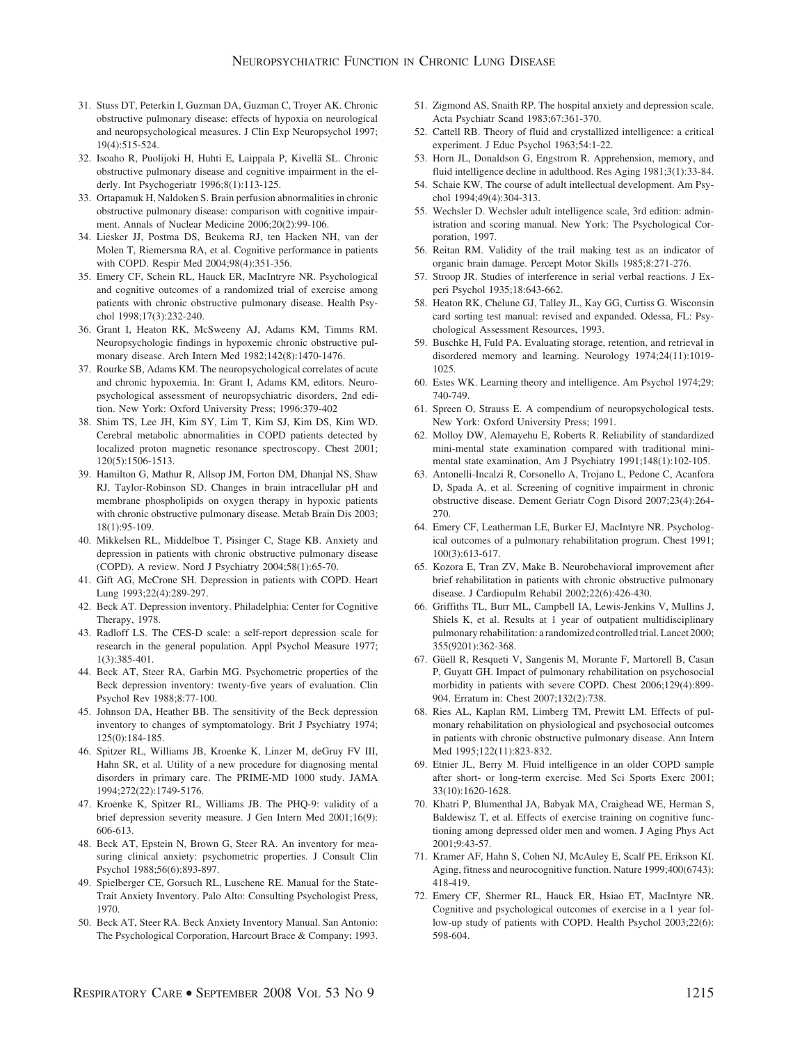31. Stuss DT, Peterkin I, Guzman DA, Guzman C, Troyer AK. Chronic obstructive pulmonary disease: effects of hypoxia on neurological and neuropsychological measures. J Clin Exp Neuropsychol 1997; 19(4):515-524.
32. Isoaho R, Puolijoki H, Huhti E, Laippala P, Kivellä SL. Chronic obstructive pulmonary disease and cognitive impairment in the elderly. Int Psychogeriatr 1996;8(1):113-125.
33. Ortapamuk H, Naldoken S. Brain perfusion abnormalities in chronic obstructive pulmonary disease: comparison with cognitive impairment. Annals of Nuclear Medicine 2006;20(2):99-106.
34. Liesker JJ, Postma DS, Beukema RJ, ten Hacken NH, van der Molen T, Riemersma RA, et al. Cognitive performance in patients with COPD. Respir Med 2004;98(4):351-356.
35. Emery CF, Schein RL, Hauck ER, MacIntryre NR. Psychological and cognitive outcomes of a randomized trial of exercise among patients with chronic obstructive pulmonary disease. Health Psychol 1998;17(3):232-240.
36. Grant I, Heaton RK, McSweeny AJ, Adams KM, Timms RM. Neuropsychologic findings in hypoxemic chronic obstructive pulmonary disease. Arch Intern Med 1982;142(8):1470-1476.
37. Rourke SB, Adams KM. The neuropsychological correlates of acute and chronic hypoxemia. In: Grant I, Adams KM, editors. Neuropsychological assessment of neuropsychiatric disorders, 2nd edition. New York: Oxford University Press; 1996:379-402
38. Shim TS, Lee JH, Kim SY, Lim T, Kim SJ, Kim DS, Kim WD. Cerebral metabolic abnormalities in COPD patients detected by localized proton magnetic resonance spectroscopy. Chest 2001; 120(5):1506-1513.
39. Hamilton G, Mathur R, Allsop JM, Forton DM, Dhanjal NS, Shaw RJ, Taylor-Robinson SD. Changes in brain intracellular pH and membrane phospholipids on oxygen therapy in hypoxic patients with chronic obstructive pulmonary disease. Metab Brain Dis 2003; 18(1):95-109.
40. Mikkelsen RL, Middelboe T, Pisinger C, Stage KB. Anxiety and depression in patients with chronic obstructive pulmonary disease (COPD). A review. Nord J Psychiatry 2004;58(1):65-70.
41. Gift AG, McCrone SH. Depression in patients with COPD. Heart Lung 1993;22(4):289-297.
42. Beck AT. Depression inventory. Philadelphia: Center for Cognitive Therapy, 1978.
43. Radloff LS. The CES-D scale: a self-report depression scale for research in the general population. Appl Psychol Measure 1977; 1(3):385-401.
44. Beck AT, Steer RA, Garbin MG. Psychometric properties of the Beck depression inventory: twenty-five years of evaluation. Clin Psychol Rev 1988;8:77-100.
45. Johnson DA, Heather BB. The sensitivity of the Beck depression inventory to changes of symptomatology. Brit J Psychiatry 1974; 125(0):184-185.
46. Spitzer RL, Williams JB, Kroenke K, Linzer M, deGruy FV III, Hahn SR, et al. Utility of a new procedure for diagnosing mental disorders in primary care. The PRIME-MD 1000 study. JAMA 1994;272(22):1749-5176.
47. Kroenke K, Spitzer RL, Williams JB. The PHQ-9: validity of a brief depression severity measure. J Gen Intern Med 2001;16(9): 606-613.
48. Beck AT, Epstein N, Brown G, Steer RA. An inventory for measuring clinical anxiety: psychometric properties. J Consult Clin Psychol 1988;56(6):893-897.
49. Spielberger CE, Gorsuch RL, Luschene RE. Manual for the State-Trait Anxiety Inventory. Palo Alto: Consulting Psychologist Press, 1970.
50. Beck AT, Steer RA. Beck Anxiety Inventory Manual. San Antonio: The Psychological Corporation, Harcourt Brace & Company; 1993.
51. Zigmond AS, Snaith RP. The hospital anxiety and depression scale. Acta Psychiatr Scand 1983;67:361-370.
52. Cattell RB. Theory of fluid and crystallized intelligence: a critical experiment. J Educ Psychol 1963;54:1-22.
53. Horn JL, Donaldson G, Engstrom R. Apprehension, memory, and fluid intelligence decline in adulthood. Res Aging 1981;3(1):33-84.
54. Schaie KW. The course of adult intellectual development. Am Psychol 1994;49(4):304-313.
55. Wechsler D. Wechsler adult intelligence scale, 3rd edition: administration and scoring manual. New York: The Psychological Corporation, 1997.
56. Reitan RM. Validity of the trail making test as an indicator of organic brain damage. Percept Motor Skills 1985;8:271-276.
57. Stroop JR. Studies of interference in serial verbal reactions. J Experi Psychol 1935;18:643-662.
58. Heaton RK, Chelune GJ, Talley JL, Kay GG, Curtiss G. Wisconsin card sorting test manual: revised and expanded. Odessa, FL: Psychological Assessment Resources, 1993.
59. Buschke H, Fuld PA. Evaluating storage, retention, and retrieval in disordered memory and learning. Neurology 1974;24(11):1019-1025.
60. Estes WK. Learning theory and intelligence. Am Psychol 1974;29: 740-749.
61. Spreen O, Strauss E. A compendium of neuropsychological tests. New York: Oxford University Press; 1991.
62. Molloy DW, Alemayehu E, Roberts R. Reliability of standardized mini-mental state examination compared with traditional mini-mental state examination, Am J Psychiatry 1991;148(1):102-105.
63. Antonelli-Incalzi R, Corsonello A, Trojano L, Pedone C, Acanfora D, Spada A, et al. Screening of cognitive impairment in chronic obstructive disease. Dement Geriatr Cogn Disord 2007;23(4):264-270.
64. Emery CF, Leatherman LE, Burker EJ, MacIntyre NR. Psychological outcomes of a pulmonary rehabilitation program. Chest 1991; 100(3):613-617.
65. Kozora E, Tran ZV, Make B. Neurobehavioral improvement after brief rehabilitation in patients with chronic obstructive pulmonary disease. J Cardiopulm Rehabil 2002;22(6):426-430.
66. Griffiths TL, Burr ML, Campbell IA, Lewis-Jenkins V, Mullins J, Shiels K, et al. Results at 1 year of outpatient multidisciplinary pulmonary rehabilitation: a randomized controlled trial. Lancet 2000; 355(9201):362-368.
67. Güell R, Resqueti V, Sangenis M, Morante F, Martorell B, Casan P, Guyatt GH. Impact of pulmonary rehabilitation on psychosocial morbidity in patients with severe COPD. Chest 2006;129(4):899-904. Erratum in: Chest 2007;132(2):738.
68. Ries AL, Kaplan RM, Limberg TM, Prewitt LM. Effects of pulmonary rehabilitation on physiological and psychosocial outcomes in patients with chronic obstructive pulmonary disease. Ann Intern Med 1995;122(11):823-832.
69. Etnier JL, Berry M. Fluid intelligence in an older COPD sample after short- or long-term exercise. Med Sci Sports Exerc 2001; 33(10):1620-1628.
70. Khatri P, Blumenthal JA, Babyak MA, Craighead WE, Herman S, Baldewisz T, et al. Effects of exercise training on cognitive functioning among depressed older men and women. J Aging Phys Act 2001;9:43-57.
71. Kramer AF, Hahn S, Cohen NJ, McAuley E, Scalf PE, Erikson KI. Aging, fitness and neurocognitive function. Nature 1999;400(6743): 418-419.
72. Emery CF, Shermer RL, Hauck ER, Hsiao ET, MacIntyre NR. Cognitive and psychological outcomes of exercise in a 1 year follow-up study of patients with COPD. Health Psychol 2003;22(6): 598-604.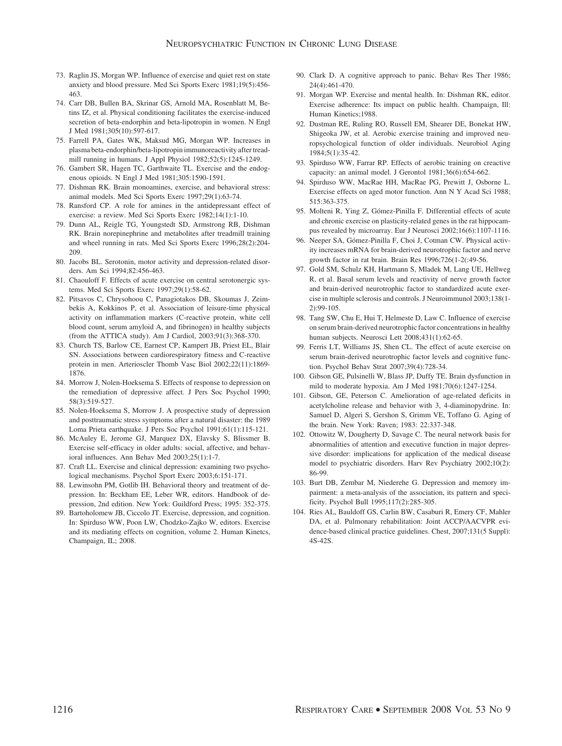73. Raglin JS, Morgan WP. Influence of exercise and quiet rest on state anxiety and blood pressure. Med Sci Sports Exerc 1981;19(5):456-463.
74. Carr DB, Bullen BA, Skrinar GS, Arnold MA, Rosenblatt M, Betins IZ, et al. Physical conditioning facilitates the exercise-induced secretion of beta-endorphin and beta-lipotropin in women. N Engl J Med 1981;305(10):597-617.
75. Farrell PA, Gates WK, Maksud MG, Morgan WP. Increases in plasma beta-endorphin/beta-lipotropin immunoreactivity after treadmill running in humans. J Appl Physiol 1982;52(5):1245-1249.
76. Gambert SR, Hagen TC, Garthwaite TL. Exercise and the endogenous opioids. N Engl J Med 1981;305:1590-1591.
77. Dishman RK. Brain monoamines, exercise, and behavioral stress: animal models. Med Sci Sports Exerc 1997;29(1):63-74.
78. Ransford CP. A role for amines in the antidepressant effect of exercise: a review. Med Sci Sports Exerc 1982;14(1):1-10.
79. Dunn AL, Reigle TG, Youngstedt SD, Armstrong RB, Dishman RK. Brain norepinephrine and metabolites after treadmill training and wheel running in rats. Med Sci Sports Exerc 1996;28(2):204-209.
80. Jacobs BL. Serotonin, motor activity and depression-related disorders. Am Sci 1994;82:456-463.
81. Chaouloff F. Effects of acute exercise on central serotonergic systems. Med Sci Sports Exerc 1997;29(1):58-62.
82. Pitsavos C, Chrysohoou C, Panagiotakos DB, Skoumas J, Zeimbekis A, Kokkinos P, et al. Association of leisure-time physical activity on inflammation markers (C-reactive protein, white cell blood count, serum amyloid A, and fibrinogen) in healthy subjects (from the ATTICA study). Am J Cardiol, 2003;91(3):368-370.
83. Church TS, Barlow CE, Earnest CP, Kampert JB, Priest EL, Blair SN. Associations between cardiorespiratory fitness and C-reactive protein in men. Arterioscler Thomb Vasc Biol 2002;22(11):1869-1876.
84. Morrow J, Nolen-Hoeksema S. Effects of response to depression on the remediation of depressive affect. J Pers Soc Psychol 1990; 58(3):519-527.
85. Nolen-Hoeksema S, Morrow J. A prospective study of depression and posttraumatic stress symptoms after a natural disaster: the 1989 Loma Prieta earthquake. J Pers Soc Psychol 1991;61(1):115-121.
86. McAuley E, Jerome GJ, Marquez DX, Elavsky S, Blissmer B. Exercise self-efficacy in older adults: social, affective, and behavioral influences. Ann Behav Med 2003;25(1):1-7.
87. Craft LL. Exercise and clinical depression: examining two psychological mechanisms. Psychol Sport Exerc 2003;6:151-171.
88. Lewinsohn PM, Gotlib IH. Behavioral theory and treatment of depression. In: Beckham EE, Leber WR, editors. Handbook of depression, 2nd edition. New York: Guildford Press; 1995: 352-375.
89. Bartoholomew JB, Ciccolo JT. Exercise, depression, and cognition. In: Spirduso WW, Poon LW, Chodzko-Zajko W, editors. Exercise and its mediating effects on cognition, volume 2. Human Kinetcs, Champaign, IL; 2008.
90. Clark D. A cognitive approach to panic. Behav Res Ther 1986; 24(4):461-470.
91. Morgan WP. Exercise and mental health. In: Dishman RK, editor. Exercise adherence: Its impact on public health. Champaign, Ill: Human Kinetics;1988.
92. Dustman RE, Ruling RO, Russell EM, Shearer DE, Bonekat HW, Shigeoka JW, et al. Aerobic exercise training and improved neuropsychological function of older individuals. Neurobiol Aging 1984;5(1):35-42.
93. Spirduso WW, Farrar RP. Effects of aerobic training on creactive capacity: an animal model. J Gerontol 1981;36(6):654-662.
94. Spirduso WW, MacRae HH, MacRae PG, Prewitt J, Osborne L. Exercise effects on aged motor function. Ann N Y Acad Sci 1988; 515:363-375.
95. Molteni R, Ying Z, Gómez-Pinilla F. Differential effects of acute and chronic exercise on plasticity-related genes in the rat hippocampus revealed by microarray. Eur J Neurosci 2002;16(6):1107-1116.
96. Neeper SA, Gómez-Pinilla F, Choi J, Cotman CW. Physical activity increases mRNA for brain-derived neurotrophic factor and nerve growth factor in rat brain. Brain Res 1996;726(1-2(:49-56.
97. Gold SM, Schulz KH, Hartmann S, Mladek M, Lang UE, Hellweg R, et al. Basal serum levels and reactivity of nerve growth factor and brain-derived neurotrophic factor to standardized acute exercise in multiple sclerosis and controls. J Neuroimmunol 2003;138(1-2):99-105.
98. Tang SW, Chu E, Hui T, Helmeste D, Law C. Influence of exercise on serum brain-derived neurotrophic factor concentrations in healthy human subjects. Neurosci Lett 2008;431(1):62-65.
99. Ferris LT, Williams JS, Shen CL. The effect of acute exercise on serum brain-derived neurotrophic factor levels and cognitive function. Psychol Behav Strat 2007;39(4):728-34.
100. Gibson GE, Pulsinelli W, Blass JP, Duffy TE. Brain dysfunction in mild to moderate hypoxia. Am J Med 1981;70(6):1247-1254.
101. Gibson, GE, Peterson C. Amelioration of age-related deficits in acetylcholine release and behavior with 3, 4-diaminopydrine. In: Samuel D, Algeri S, Gershon S, Grimm VE, Toffano G. Aging of the brain. New York: Raven; 1983: 22:337-348.
102. Ottowitz W, Dougherty D, Savage C. The neural network basis for abnormalities of attention and executive function in major depressive disorder: implications for application of the medical disease model to psychiatric disorders. Harv Rev Psychiatry 2002;10(2): 86-99.
103. Burt DB, Zembar M, Niederehe G. Depression and memory impairment: a meta-analysis of the association, its pattern and specificity. Psychol Bull 1995;117(2):285-305.
104. Ries AL, Bauldoff GS, Carlin BW, Casaburi R, Emery CF, Mahler DA, et al. Pulmonary rehabilitation: Joint ACCP/AACVPR evidence-based clinical practice guidelines. Chest, 2007;131(5 Suppl): 4S-42S.